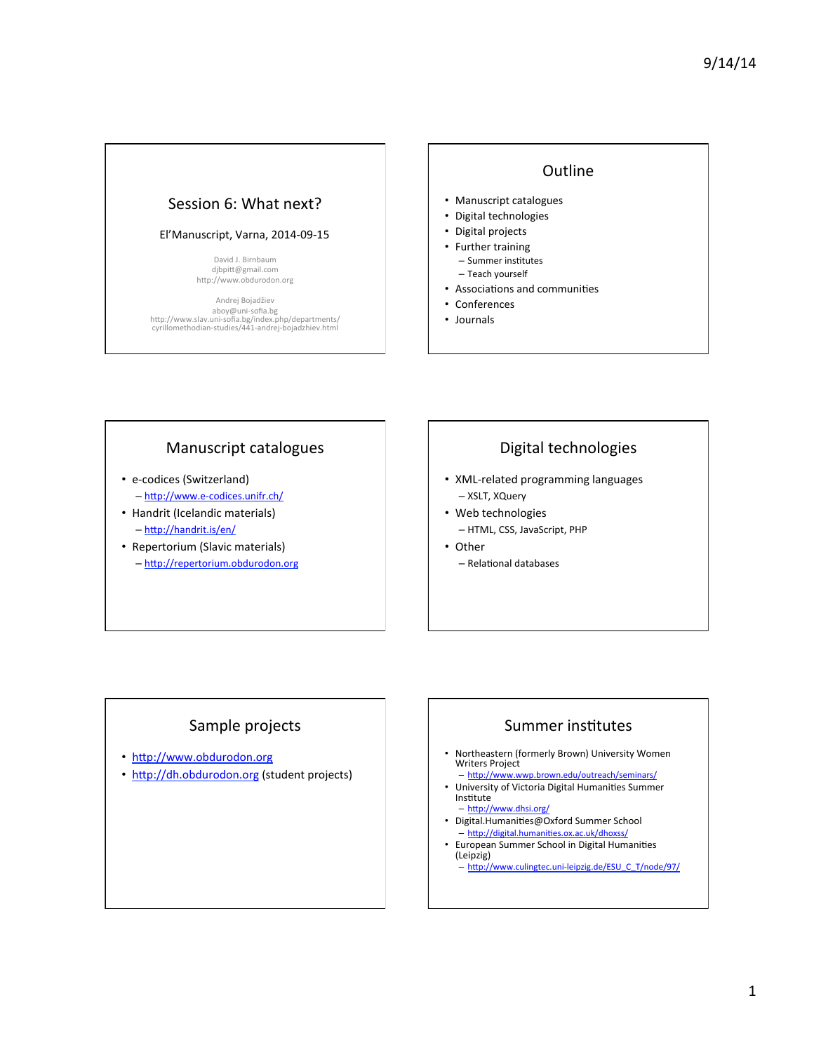## Session 6: What next?

El'Manuscript, Varna, 2014-09-15

David J. Birnbaum
djbpitt@gmail.com
http://www.obdurodon.org

Andrej Bojadžiev
aboy@uni-sofia.bg
http://www.slav.uni-sofia.bg/index.php/departments/cyrillomethodian-studies/441-andrej-bojadzhiev.html

## Outline

- Manuscript catalogues
- Digital technologies
- Digital projects
- Further training
  - Summer institutes
  - Teach yourself
- Associations and communities
- Conferences
- Journals

## Manuscript catalogues

- e-codices (Switzerland)
  - http://www.e-codices.unifr.ch/
- Handrit (Icelandic materials)
  - http://handrit.is/en/
- Repertorium (Slavic materials)
  - http://repertorium.obdurodon.org

## Digital technologies

- XML-related programming languages
  - XSLT, XQuery
- Web technologies
  - HTML, CSS, JavaScript, PHP
- Other
  - Relational databases

## Sample projects

- http://www.obdurodon.org
- http://dh.obdurodon.org (student projects)

## Summer institutes

- Northeastern (formerly Brown) University Women Writers Project
  - http://www.wwp.brown.edu/outreach/seminars/
- University of Victoria Digital Humanities Summer Institute
  - http://www.dhsi.org/
- Digital.Humanities@Oxford Summer School
  - http://digital.humanities.ox.ac.uk/dhoxss/
- European Summer School in Digital Humanities (Leipzig)
  - http://www.culingtec.uni-leipzig.de/ESU_C_T/node/97/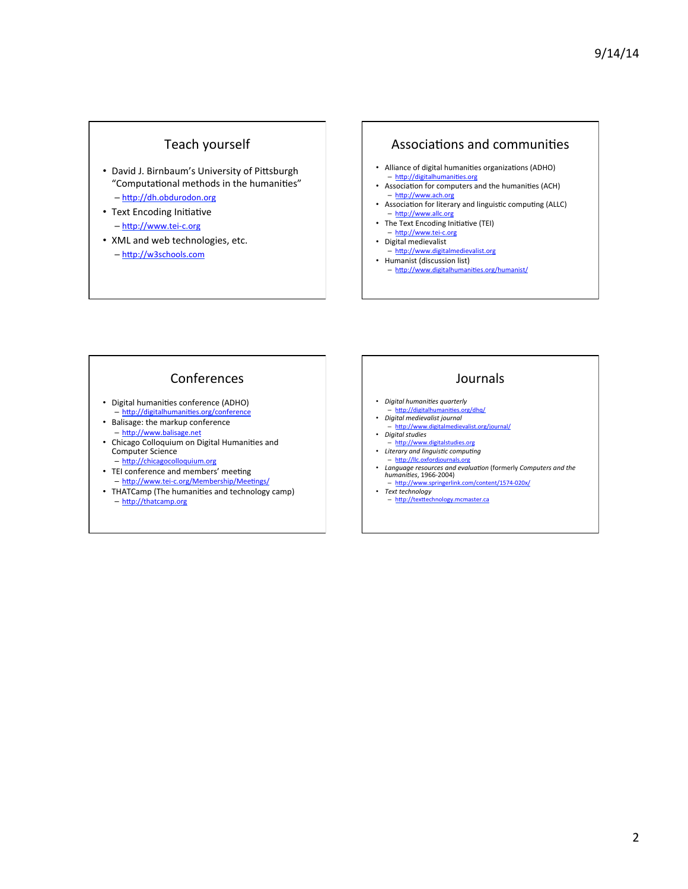## Teach yourself

- David J. Birnbaum's University of Pittsburgh "Computational methods in the humanities"
  - http://dh.obdurodon.org
- Text Encoding Initiative
  - http://www.tei-c.org
- XML and web technologies, etc.
  - http://w3schools.com

## Associations and communities

- Alliance of digital humanities organizations (ADHO)
  - http://digitalhumanities.org
- Association for computers and the humanities (ACH)
  - http://www.ach.org
- Association for literary and linguistic computing (ALLC)
  - http://www.allc.org
- The Text Encoding Initiative (TEI)
  - http://www.tei-c.org
- Digital medievalist
  - http://www.digitalmedievalist.org
- Humanist (discussion list)
  - http://www.digitalhumanities.org/humanist/

## Conferences

- Digital humanities conference (ADHO)
  - http://digitalhumanities.org/conference
- Balisage: the markup conference
  - http://www.balisage.net
- Chicago Colloquium on Digital Humanities and Computer Science
  - http://chicagocolloquium.org
- TEI conference and members' meeting
  - http://www.tei-c.org/Membership/Meetings/
- THATCamp (The humanities and technology camp)
  - http://thatcamp.org

## Journals

- *Digital humanities quarterly*
  - http://digitalhumanities.org/dhq/
- *Digital medievalist journal*
  - http://www.digitalmedievalist.org/journal/
- *Digital studies*
  - http://www.digitalstudies.org
- *Literary and linguistic computing*
  - http://llc.oxfordjournals.org
- *Language resources and evaluation* (formerly *Computers and the humanities*, 1966-2004)
  - http://www.springerlink.com/content/1574-020x/
- *Text technology*
  - http://texttechnology.mcmaster.ca